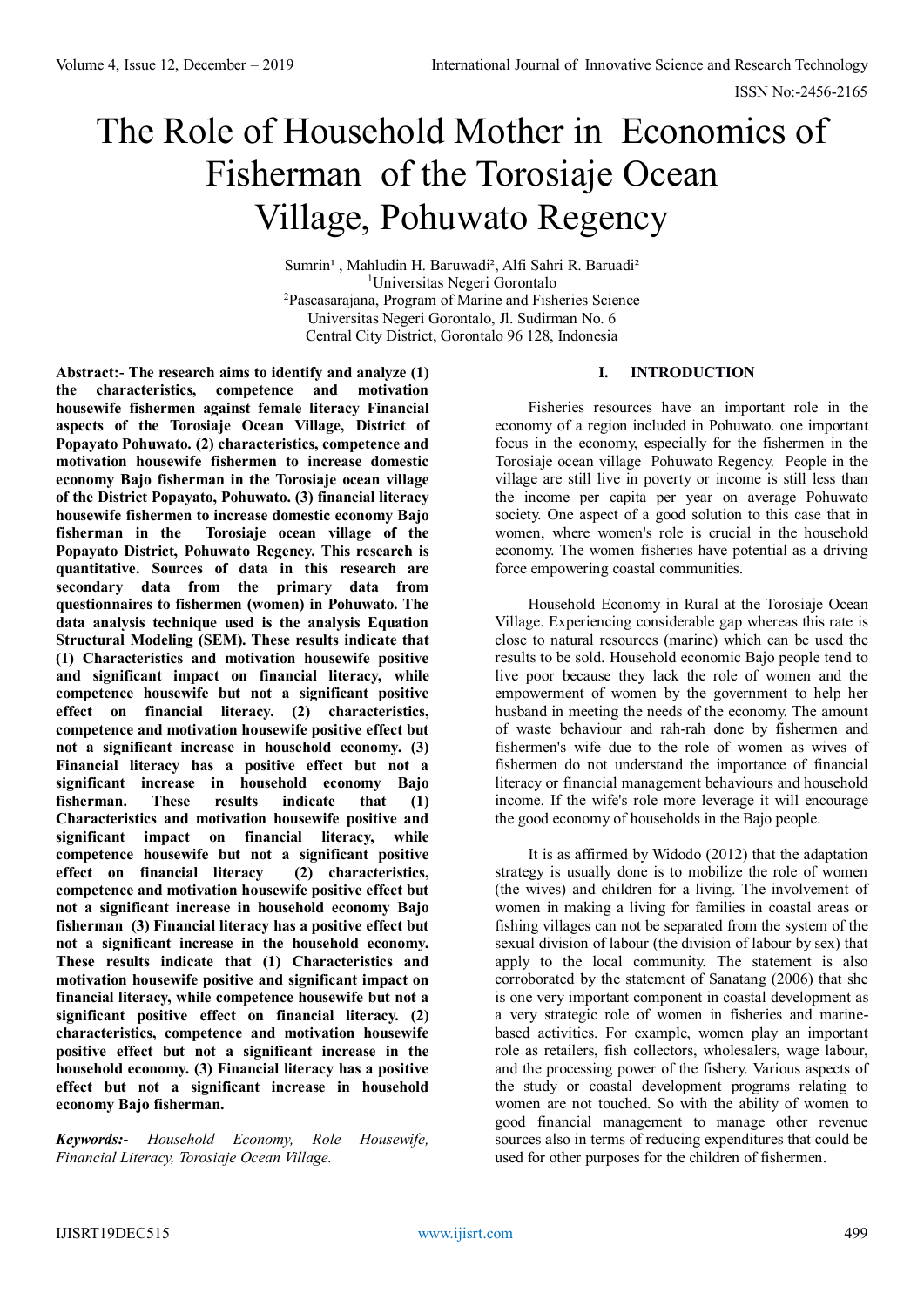# The Role of Household Mother in Economics of Fisherman of the Torosiaje Ocean Village, Pohuwato Regency

Sumrin[1], Mahludin H. Baruwadi[2], Alfi Sahri R. Baruadi[2]
[1]Universitas Negeri Gorontalo
[2]Pascasarjana, Program of Marine and Fisheries Science
Universitas Negeri Gorontalo, Jl. Sudirman No. 6
Central City District, Gorontalo 96 128, Indonesia

**Abstract:- The research aims to identify and analyze (1) the characteristics, competence and motivation housewife fishermen against female literacy Financial aspects of the Torosiaje Ocean Village, District of Popayato Pohuwato. (2) characteristics, competence and motivation housewife fishermen to increase domestic economy Bajo fisherman in the Torosiaje ocean village of the District Popayato, Pohuwato. (3) financial literacy housewife fishermen to increase domestic economy Bajo fisherman in the Torosiaje ocean village of the Popayato District, Pohuwato Regency. This research is quantitative. Sources of data in this research are secondary data from the primary data from questionnaires to fishermen (women) in Pohuwato. The data analysis technique used is the analysis Equation Structural Modeling (SEM). These results indicate that (1) Characteristics and motivation housewife positive and significant impact on financial literacy, while competence housewife but not a significant positive effect on financial literacy. (2) characteristics, competence and motivation housewife positive effect but not a significant increase in household economy. (3) Financial literacy has a positive effect but not a significant increase in household economy Bajo fisherman. These results indicate that (1) Characteristics and motivation housewife positive and significant impact on financial literacy, while competence housewife but not a significant positive effect on financial literacy (2) characteristics, competence and motivation housewife positive effect but not a significant increase in household economy Bajo fisherman (3) Financial literacy has a positive effect but not a significant increase in the household economy. These results indicate that (1) Characteristics and motivation housewife positive and significant impact on financial literacy, while competence housewife but not a significant positive effect on financial literacy. (2) characteristics, competence and motivation housewife positive effect but not a significant increase in the household economy. (3) Financial literacy has a positive effect but not a significant increase in household economy Bajo fisherman.**

***Keywords:-*** *Household Economy, Role Housewife, Financial Literacy, Torosiaje Ocean Village.*

## I. INTRODUCTION

Fisheries resources have an important role in the economy of a region included in Pohuwato. one important focus in the economy, especially for the fishermen in the Torosiaje ocean village Pohuwato Regency. People in the village are still live in poverty or income is still less than the income per capita per year on average Pohuwato society. One aspect of a good solution to this case that in women, where women's role is crucial in the household economy. The women fisheries have potential as a driving force empowering coastal communities.

Household Economy in Rural at the Torosiaje Ocean Village. Experiencing considerable gap whereas this rate is close to natural resources (marine) which can be used the results to be sold. Household economic Bajo people tend to live poor because they lack the role of women and the empowerment of women by the government to help her husband in meeting the needs of the economy. The amount of waste behaviour and rah-rah done by fishermen and fishermen's wife due to the role of women as wives of fishermen do not understand the importance of financial literacy or financial management behaviours and household income. If the wife's role more leverage it will encourage the good economy of households in the Bajo people.

It is as affirmed by Widodo (2012) that the adaptation strategy is usually done is to mobilize the role of women (the wives) and children for a living. The involvement of women in making a living for families in coastal areas or fishing villages can not be separated from the system of the sexual division of labour (the division of labour by sex) that apply to the local community. The statement is also corroborated by the statement of Sanatang (2006) that she is one very important component in coastal development as a very strategic role of women in fisheries and marine-based activities. For example, women play an important role as retailers, fish collectors, wholesalers, wage labour, and the processing power of the fishery. Various aspects of the study or coastal development programs relating to women are not touched. So with the ability of women to good financial management to manage other revenue sources also in terms of reducing expenditures that could be used for other purposes for the children of fishermen.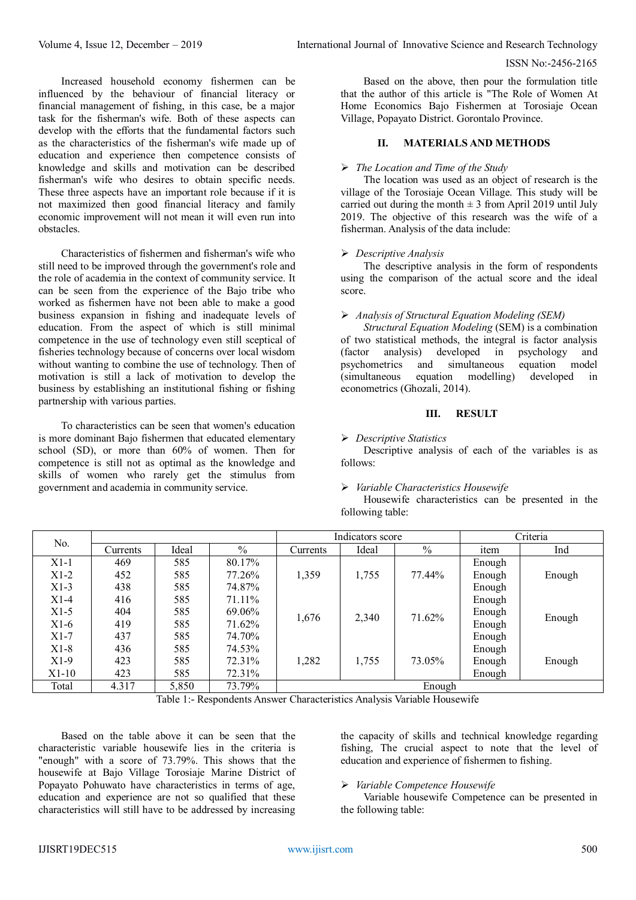Increased household economy fishermen can be influenced by the behaviour of financial literacy or financial management of fishing, in this case, be a major task for the fisherman's wife. Both of these aspects can develop with the efforts that the fundamental factors such as the characteristics of the fisherman's wife made up of education and experience then competence consists of knowledge and skills and motivation can be described fisherman's wife who desires to obtain specific needs. These three aspects have an important role because if it is not maximized then good financial literacy and family economic improvement will not mean it will even run into obstacles.

Characteristics of fishermen and fisherman's wife who still need to be improved through the government's role and the role of academia in the context of community service. It can be seen from the experience of the Bajo tribe who worked as fishermen have not been able to make a good business expansion in fishing and inadequate levels of education. From the aspect of which is still minimal competence in the use of technology even still sceptical of fisheries technology because of concerns over local wisdom without wanting to combine the use of technology. Then of motivation is still a lack of motivation to develop the business by establishing an institutional fishing or fishing partnership with various parties.

To characteristics can be seen that women's education is more dominant Bajo fishermen that educated elementary school (SD), or more than 60% of women. Then for competence is still not as optimal as the knowledge and skills of women who rarely get the stimulus from government and academia in community service.

Based on the above, then pour the formulation title that the author of this article is "The Role of Women At Home Economics Bajo Fishermen at Torosiaje Ocean Village, Popayato District. Gorontalo Province.

## II. MATERIALS AND METHODS

- *The Location and Time of the Study*

The location was used as an object of research is the village of the Torosiaje Ocean Village. This study will be carried out during the month ± 3 from April 2019 until July 2019. The objective of this research was the wife of a fisherman. Analysis of the data include:

- *Descriptive Analysis*

The descriptive analysis in the form of respondents using the comparison of the actual score and the ideal score.

- *Analysis of Structural Equation Modeling (SEM)*

*Structural Equation Modeling* (SEM) is a combination of two statistical methods, the integral is factor analysis (factor analysis) developed in psychology and psychometrics and simultaneous equation model (simultaneous equation modelling) developed in econometrics (Ghozali, 2014).

## III. RESULT

- *Descriptive Statistics*

Descriptive analysis of each of the variables is as follows:

- *Variable Characteristics Housewife*

Housewife characteristics can be presented in the following table:

| No. | | | | Indicators score | | | Criteria | |
|---|---|---|---|---|---|---|---|---|
| | Currents | Ideal | % | Currents | Ideal | % | item | Ind |
| X1-1 | 469 | 585 | 80.17% | | | | Enough | |
| X1-2 | 452 | 585 | 77.26% | 1,359 | 1,755 | 77.44% | Enough | Enough |
| X1-3 | 438 | 585 | 74.87% | | | | Enough | |
| X1-4 | 416 | 585 | 71.11% | | | | Enough | |
| X1-5 | 404 | 585 | 69.06% | 1,676 | 2,340 | 71.62% | Enough | Enough |
| X1-6 | 419 | 585 | 71.62% | | | | Enough | |
| X1-7 | 437 | 585 | 74.70% | | | | Enough | |
| X1-8 | 436 | 585 | 74.53% | | | | Enough | |
| X1-9 | 423 | 585 | 72.31% | 1,282 | 1,755 | 73.05% | Enough | Enough |
| X1-10 | 423 | 585 | 72.31% | | | | Enough | |
| Total | 4.317 | 5,850 | 73.79% | Enough | | | | |

Table 1:- Respondents Answer Characteristics Analysis Variable Housewife

Based on the table above it can be seen that the characteristic variable housewife lies in the criteria is "enough" with a score of 73.79%. This shows that the housewife at Bajo Village Torosiaje Marine District of Popayato Pohuwato have characteristics in terms of age, education and experience are not so qualified that these characteristics will still have to be addressed by increasing the capacity of skills and technical knowledge regarding fishing, The crucial aspect to note that the level of education and experience of fishermen to fishing.

- *Variable Competence Housewife*

Variable housewife Competence can be presented in the following table: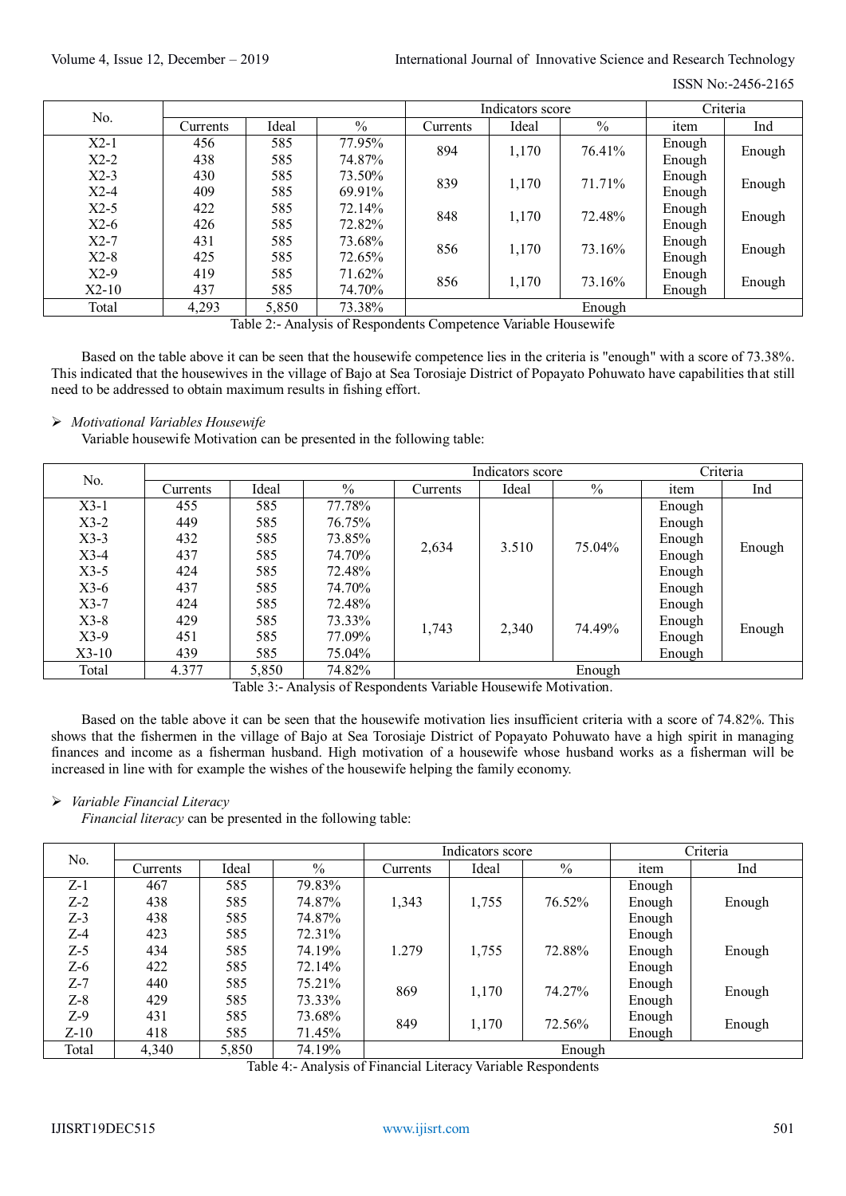| No. | | | | Indicators score | | | Criteria | |
|---|---|---|---|---|---|---|---|---|
| | Currents | Ideal | % | Currents | Ideal | % | item | Ind |
| X2-1 | 456 | 585 | 77.95% | 894 | 1,170 | 76.41% | Enough | Enough |
| X2-2 | 438 | 585 | 74.87% | | | | Enough | |
| X2-3 | 430 | 585 | 73.50% | 839 | 1,170 | 71.71% | Enough | Enough |
| X2-4 | 409 | 585 | 69.91% | | | | Enough | |
| X2-5 | 422 | 585 | 72.14% | 848 | 1,170 | 72.48% | Enough | Enough |
| X2-6 | 426 | 585 | 72.82% | | | | Enough | |
| X2-7 | 431 | 585 | 73.68% | 856 | 1,170 | 73.16% | Enough | Enough |
| X2-8 | 425 | 585 | 72.65% | | | | Enough | |
| X2-9 | 419 | 585 | 71.62% | 856 | 1,170 | 73.16% | Enough | Enough |
| X2-10 | 437 | 585 | 74.70% | | | | Enough | |
| Total | 4,293 | 5,850 | 73.38% | Enough | | | | |

Table 2:- Analysis of Respondents Competence Variable Housewife

Based on the table above it can be seen that the housewife competence lies in the criteria is "enough" with a score of 73.38%. This indicated that the housewives in the village of Bajo at Sea Torosiaje District of Popayato Pohuwato have capabilities that still need to be addressed to obtain maximum results in fishing effort.

- *Motivational Variables Housewife*

Variable housewife Motivation can be presented in the following table:

| No. | | | | Indicators score | | | Criteria | |
|---|---|---|---|---|---|---|---|---|
| | Currents | Ideal | % | Currents | Ideal | % | item | Ind |
| X3-1 | 455 | 585 | 77.78% | 2,634 | 3.510 | 75.04% | Enough | Enough |
| X3-2 | 449 | 585 | 76.75% | | | | Enough | |
| X3-3 | 432 | 585 | 73.85% | | | | Enough | |
| X3-4 | 437 | 585 | 74.70% | | | | Enough | |
| X3-5 | 424 | 585 | 72.48% | | | | Enough | |
| X3-6 | 437 | 585 | 74.70% | | | | Enough | |
| X3-7 | 424 | 585 | 72.48% | 1,743 | 2,340 | 74.49% | Enough | Enough |
| X3-8 | 429 | 585 | 73.33% | | | | Enough | |
| X3-9 | 451 | 585 | 77.09% | | | | Enough | |
| X3-10 | 439 | 585 | 75.04% | | | | Enough | |
| Total | 4.377 | 5,850 | 74.82% | Enough | | | | |

Table 3:- Analysis of Respondents Variable Housewife Motivation.

Based on the table above it can be seen that the housewife motivation lies insufficient criteria with a score of 74.82%. This shows that the fishermen in the village of Bajo at Sea Torosiaje District of Popayato Pohuwato have a high spirit in managing finances and income as a fisherman husband. High motivation of a housewife whose husband works as a fisherman will be increased in line with for example the wishes of the housewife helping the family economy.

- *Variable Financial Literacy*

*Financial literacy* can be presented in the following table:

| No. | | | | Indicators score | | | Criteria | |
|---|---|---|---|---|---|---|---|---|
| | Currents | Ideal | % | Currents | Ideal | % | item | Ind |
| Z-1 | 467 | 585 | 79.83% | 1,343 | 1,755 | 76.52% | Enough | Enough |
| Z-2 | 438 | 585 | 74.87% | | | | Enough | |
| Z-3 | 438 | 585 | 74.87% | | | | Enough | |
| Z-4 | 423 | 585 | 72.31% | 1.279 | 1,755 | 72.88% | Enough | Enough |
| Z-5 | 434 | 585 | 74.19% | | | | Enough | |
| Z-6 | 422 | 585 | 72.14% | | | | Enough | |
| Z-7 | 440 | 585 | 75.21% | 869 | 1,170 | 74.27% | Enough | Enough |
| Z-8 | 429 | 585 | 73.33% | | | | Enough | |
| Z-9 | 431 | 585 | 73.68% | 849 | 1,170 | 72.56% | Enough | Enough |
| Z-10 | 418 | 585 | 71.45% | | | | Enough | |
| Total | 4,340 | 5,850 | 74.19% | Enough | | | | |

Table 4:- Analysis of Financial Literacy Variable Respondents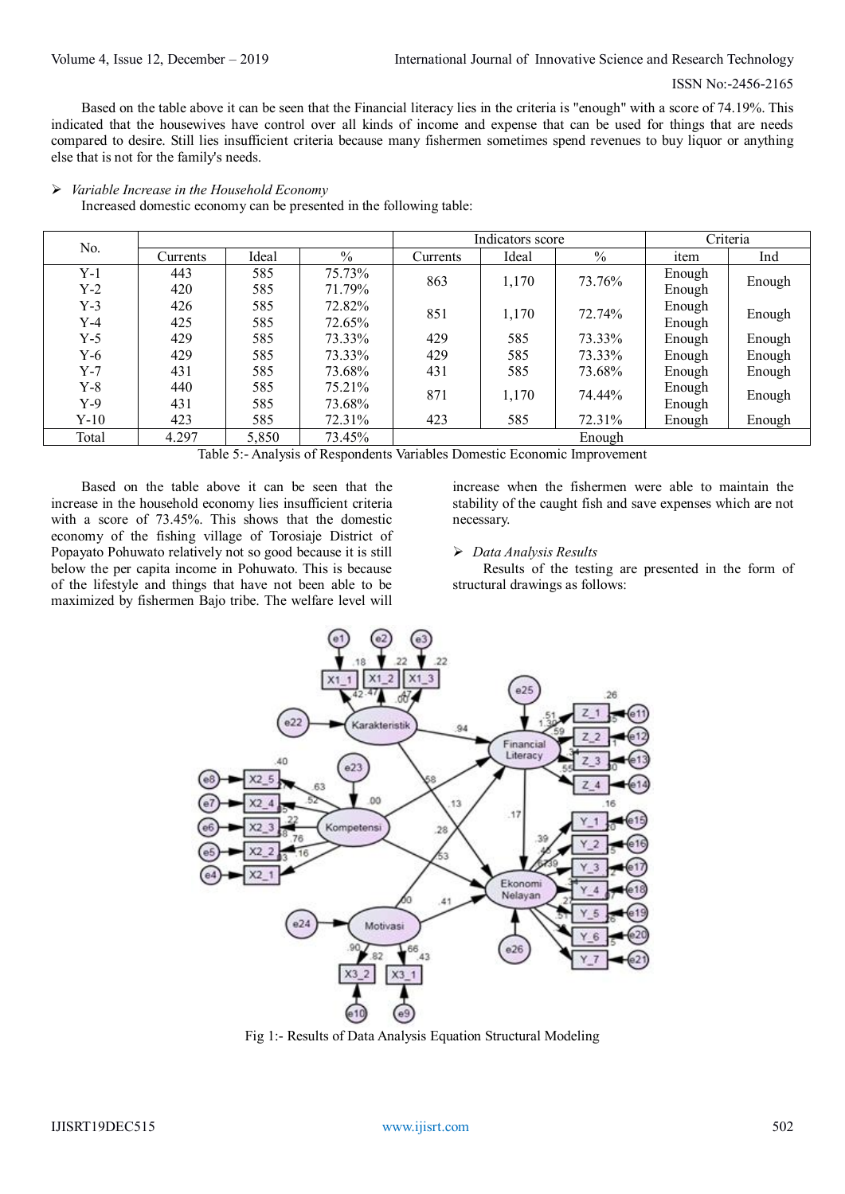Based on the table above it can be seen that the Financial literacy lies in the criteria is "enough" with a score of 74.19%. This indicated that the housewives have control over all kinds of income and expense that can be used for things that are needs compared to desire. Still lies insufficient criteria because many fishermen sometimes spend revenues to buy liquor or anything else that is not for the family's needs.

➢ *Variable Increase in the Household Economy*

Increased domestic economy can be presented in the following table:

| No. | | | | Indicators score | | | Criteria | |
|---|---|---|---|---|---|---|---|---|
| | Currents | Ideal | % | Currents | Ideal | % | item | Ind |
| Y-1 | 443 | 585 | 75.73% | 863 | 1,170 | 73.76% | Enough | Enough |
| Y-2 | 420 | 585 | 71.79% | | | | Enough | |
| Y-3 | 426 | 585 | 72.82% | 851 | 1,170 | 72.74% | Enough | Enough |
| Y-4 | 425 | 585 | 72.65% | | | | Enough | |
| Y-5 | 429 | 585 | 73.33% | 429 | 585 | 73.33% | Enough | Enough |
| Y-6 | 429 | 585 | 73.33% | 429 | 585 | 73.33% | Enough | Enough |
| Y-7 | 431 | 585 | 73.68% | 431 | 585 | 73.68% | Enough | Enough |
| Y-8 | 440 | 585 | 75.21% | 871 | 1,170 | 74.44% | Enough | Enough |
| Y-9 | 431 | 585 | 73.68% | | | | Enough | |
| Y-10 | 423 | 585 | 72.31% | 423 | 585 | 72.31% | Enough | Enough |
| Total | 4.297 | 5,850 | 73.45% | Enough | | | | |

Table 5:- Analysis of Respondents Variables Domestic Economic Improvement

Based on the table above it can be seen that the increase in the household economy lies insufficient criteria with a score of 73.45%. This shows that the domestic economy of the fishing village of Torosiaje District of Popayato Pohuwato relatively not so good because it is still below the per capita income in Pohuwato. This is because of the lifestyle and things that have not been able to be maximized by fishermen Bajo tribe. The welfare level will increase when the fishermen were able to maintain the stability of the caught fish and save expenses which are not necessary.

➢ *Data Analysis Results*

Results of the testing are presented in the form of structural drawings as follows:

Fig 1:- Results of Data Analysis Equation Structural Modeling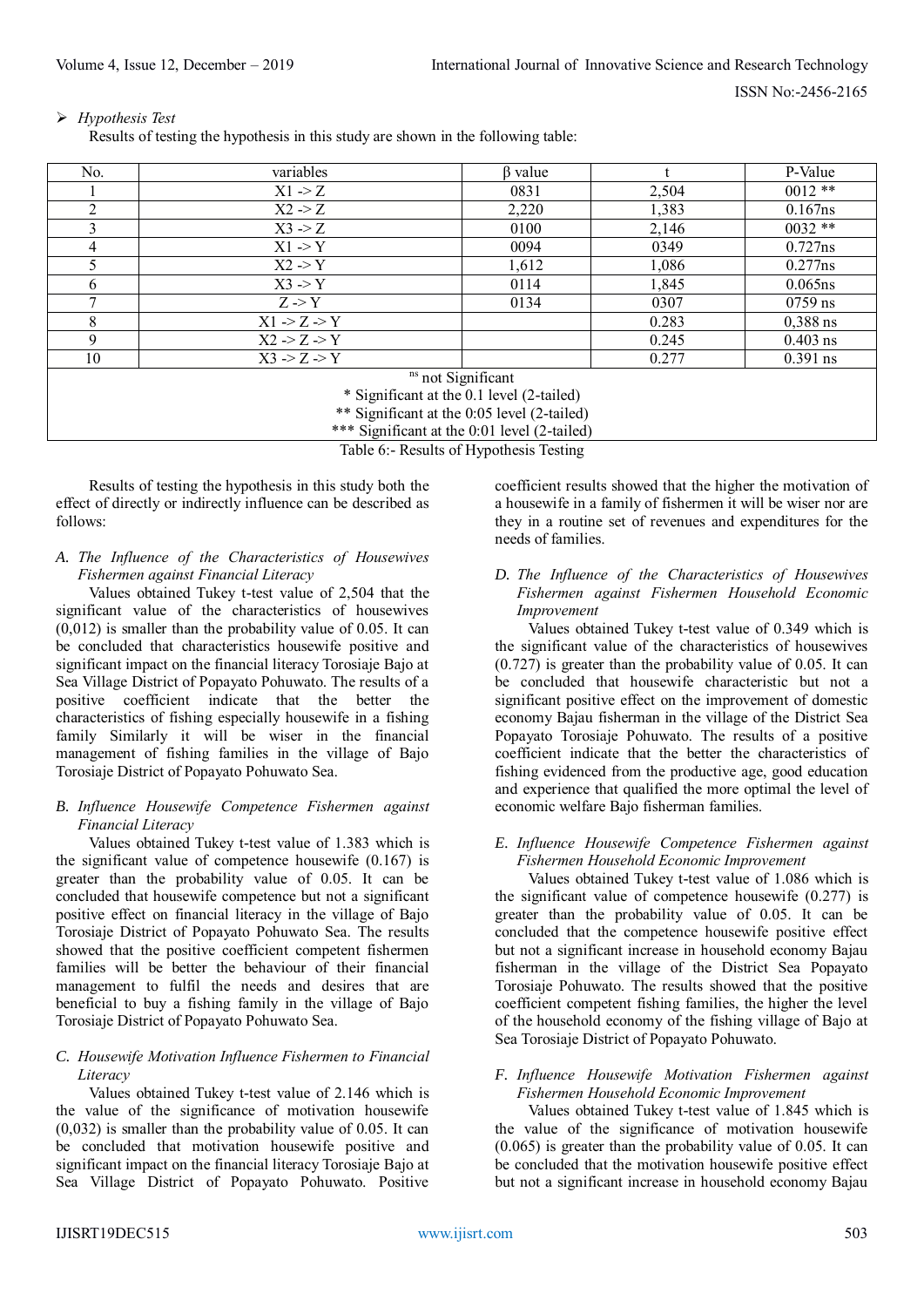➢ *Hypothesis Test*

Results of testing the hypothesis in this study are shown in the following table:

| No. | variables | β value | t | P-Value |
|---|---|---|---|---|
| 1 | X1 -> Z | 0831 | 2,504 | 0012 ** |
| 2 | X2 -> Z | 2,220 | 1,383 | 0.167ns |
| 3 | X3 -> Z | 0100 | 2,146 | 0032 ** |
| 4 | X1 -> Y | 0094 | 0349 | 0.727ns |
| 5 | X2 -> Y | 1,612 | 1,086 | 0.277ns |
| 6 | X3 -> Y | 0114 | 1,845 | 0.065ns |
| 7 | Z -> Y | 0134 | 0307 | 0759 ns |
| 8 | X1 -> Z -> Y | | 0.283 | 0,388 ns |
| 9 | X2 -> Z -> Y | | 0.245 | 0.403 ns |
| 10 | X3 -> Z -> Y | | 0.277 | 0.391 ns |

ns not Significant
* Significant at the 0.1 level (2-tailed)
** Significant at the 0:05 level (2-tailed)
*** Significant at the 0:01 level (2-tailed)

Table 6:- Results of Hypothesis Testing

Results of testing the hypothesis in this study both the effect of directly or indirectly influence can be described as follows:

*A. The Influence of the Characteristics of Housewives Fishermen against Financial Literacy*

Values obtained Tukey t-test value of 2,504 that the significant value of the characteristics of housewives (0,012) is smaller than the probability value of 0.05. It can be concluded that characteristics housewife positive and significant impact on the financial literacy Torosiaje Bajo at Sea Village District of Popayato Pohuwato. The results of a positive coefficient indicate that the better the characteristics of fishing especially housewife in a fishing family Similarly it will be wiser in the financial management of fishing families in the village of Bajo Torosiaje District of Popayato Pohuwato Sea.

*B. Influence Housewife Competence Fishermen against Financial Literacy*

Values obtained Tukey t-test value of 1.383 which is the significant value of competence housewife (0.167) is greater than the probability value of 0.05. It can be concluded that housewife competence but not a significant positive effect on financial literacy in the village of Bajo Torosiaje District of Popayato Pohuwato Sea. The results showed that the positive coefficient competent fishermen families will be better the behaviour of their financial management to fulfil the needs and desires that are beneficial to buy a fishing family in the village of Bajo Torosiaje District of Popayato Pohuwato Sea.

*C. Housewife Motivation Influence Fishermen to Financial Literacy*

Values obtained Tukey t-test value of 2.146 which is the value of the significance of motivation housewife (0,032) is smaller than the probability value of 0.05. It can be concluded that motivation housewife positive and significant impact on the financial literacy Torosiaje Bajo at Sea Village District of Popayato Pohuwato. Positive coefficient results showed that the higher the motivation of a housewife in a family of fishermen it will be wiser nor are they in a routine set of revenues and expenditures for the needs of families.

*D. The Influence of the Characteristics of Housewives Fishermen against Fishermen Household Economic Improvement*

Values obtained Tukey t-test value of 0.349 which is the significant value of the characteristics of housewives (0.727) is greater than the probability value of 0.05. It can be concluded that housewife characteristic but not a significant positive effect on the improvement of domestic economy Bajau fisherman in the village of the District Sea Popayato Torosiaje Pohuwato. The results of a positive coefficient indicate that the better the characteristics of fishing evidenced from the productive age, good education and experience that qualified the more optimal the level of economic welfare Bajo fisherman families.

*E. Influence Housewife Competence Fishermen against Fishermen Household Economic Improvement*

Values obtained Tukey t-test value of 1.086 which is the significant value of competence housewife (0.277) is greater than the probability value of 0.05. It can be concluded that the competence housewife positive effect but not a significant increase in household economy Bajau fisherman in the village of the District Sea Popayato Torosiaje Pohuwato. The results showed that the positive coefficient competent fishing families, the higher the level of the household economy of the fishing village of Bajo at Sea Torosiaje District of Popayato Pohuwato.

*F. Influence Housewife Motivation Fishermen against Fishermen Household Economic Improvement*

Values obtained Tukey t-test value of 1.845 which is the value of the significance of motivation housewife (0.065) is greater than the probability value of 0.05. It can be concluded that the motivation housewife positive effect but not a significant increase in household economy Bajau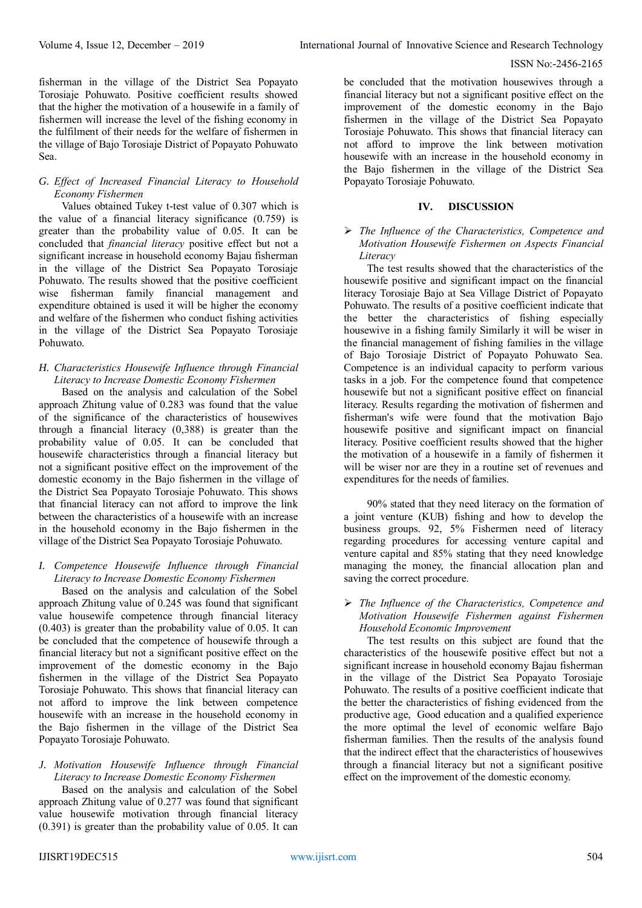fisherman in the village of the District Sea Popayato Torosiaje Pohuwato. Positive coefficient results showed that the higher the motivation of a housewife in a family of fishermen will increase the level of the fishing economy in the fulfilment of their needs for the welfare of fishermen in the village of Bajo Torosiaje District of Popayato Pohuwato Sea.

### *G. Effect of Increased Financial Literacy to Household Economy Fishermen*

Values obtained Tukey t-test value of 0.307 which is the value of a financial literacy significance (0.759) is greater than the probability value of 0.05. It can be concluded that *financial literacy* positive effect but not a significant increase in household economy Bajau fisherman in the village of the District Sea Popayato Torosiaje Pohuwato. The results showed that the positive coefficient wise fisherman family financial management and expenditure obtained is used it will be higher the economy and welfare of the fishermen who conduct fishing activities in the village of the District Sea Popayato Torosiaje Pohuwato.

### *H. Characteristics Housewife Influence through Financial Literacy to Increase Domestic Economy Fishermen*

Based on the analysis and calculation of the Sobel approach Zhitung value of 0.283 was found that the value of the significance of the characteristics of housewives through a financial literacy (0,388) is greater than the probability value of 0.05. It can be concluded that housewife characteristics through a financial literacy but not a significant positive effect on the improvement of the domestic economy in the Bajo fishermen in the village of the District Sea Popayato Torosiaje Pohuwato. This shows that financial literacy can not afford to improve the link between the characteristics of a housewife with an increase in the household economy in the Bajo fishermen in the village of the District Sea Popayato Torosiaje Pohuwato.

### *I. Competence Housewife Influence through Financial Literacy to Increase Domestic Economy Fishermen*

Based on the analysis and calculation of the Sobel approach Zhitung value of 0.245 was found that significant value housewife competence through financial literacy (0.403) is greater than the probability value of 0.05. It can be concluded that the competence of housewife through a financial literacy but not a significant positive effect on the improvement of the domestic economy in the Bajo fishermen in the village of the District Sea Popayato Torosiaje Pohuwato. This shows that financial literacy can not afford to improve the link between competence housewife with an increase in the household economy in the Bajo fishermen in the village of the District Sea Popayato Torosiaje Pohuwato.

### *J. Motivation Housewife Influence through Financial Literacy to Increase Domestic Economy Fishermen*

Based on the analysis and calculation of the Sobel approach Zhitung value of 0.277 was found that significant value housewife motivation through financial literacy (0.391) is greater than the probability value of 0.05. It can be concluded that the motivation housewives through a financial literacy but not a significant positive effect on the improvement of the domestic economy in the Bajo fishermen in the village of the District Sea Popayato Torosiaje Pohuwato. This shows that financial literacy can not afford to improve the link between motivation housewife with an increase in the household economy in the Bajo fishermen in the village of the District Sea Popayato Torosiaje Pohuwato.

## IV. DISCUSSION

- *The Influence of the Characteristics, Competence and Motivation Housewife Fishermen on Aspects Financial Literacy*

The test results showed that the characteristics of the housewife positive and significant impact on the financial literacy Torosiaje Bajo at Sea Village District of Popayato Pohuwato. The results of a positive coefficient indicate that the better the characteristics of fishing especially housewive in a fishing family Similarly it will be wiser in the financial management of fishing families in the village of Bajo Torosiaje District of Popayato Pohuwato Sea. Competence is an individual capacity to perform various tasks in a job. For the competence found that competence housewife but not a significant positive effect on financial literacy. Results regarding the motivation of fishermen and fisherman's wife were found that the motivation Bajo housewife positive and significant impact on financial literacy. Positive coefficient results showed that the higher the motivation of a housewife in a family of fishermen it will be wiser nor are they in a routine set of revenues and expenditures for the needs of families.

90% stated that they need literacy on the formation of a joint venture (KUB) fishing and how to develop the business groups. 92, 5% Fishermen need of literacy regarding procedures for accessing venture capital and venture capital and 85% stating that they need knowledge managing the money, the financial allocation plan and saving the correct procedure.

- *The Influence of the Characteristics, Competence and Motivation Housewife Fishermen against Fishermen Household Economic Improvement*

The test results on this subject are found that the characteristics of the housewife positive effect but not a significant increase in household economy Bajau fisherman in the village of the District Sea Popayato Torosiaje Pohuwato. The results of a positive coefficient indicate that the better the characteristics of fishing evidenced from the productive age, Good education and a qualified experience the more optimal the level of economic welfare Bajo fisherman families. Then the results of the analysis found that the indirect effect that the characteristics of housewives through a financial literacy but not a significant positive effect on the improvement of the domestic economy.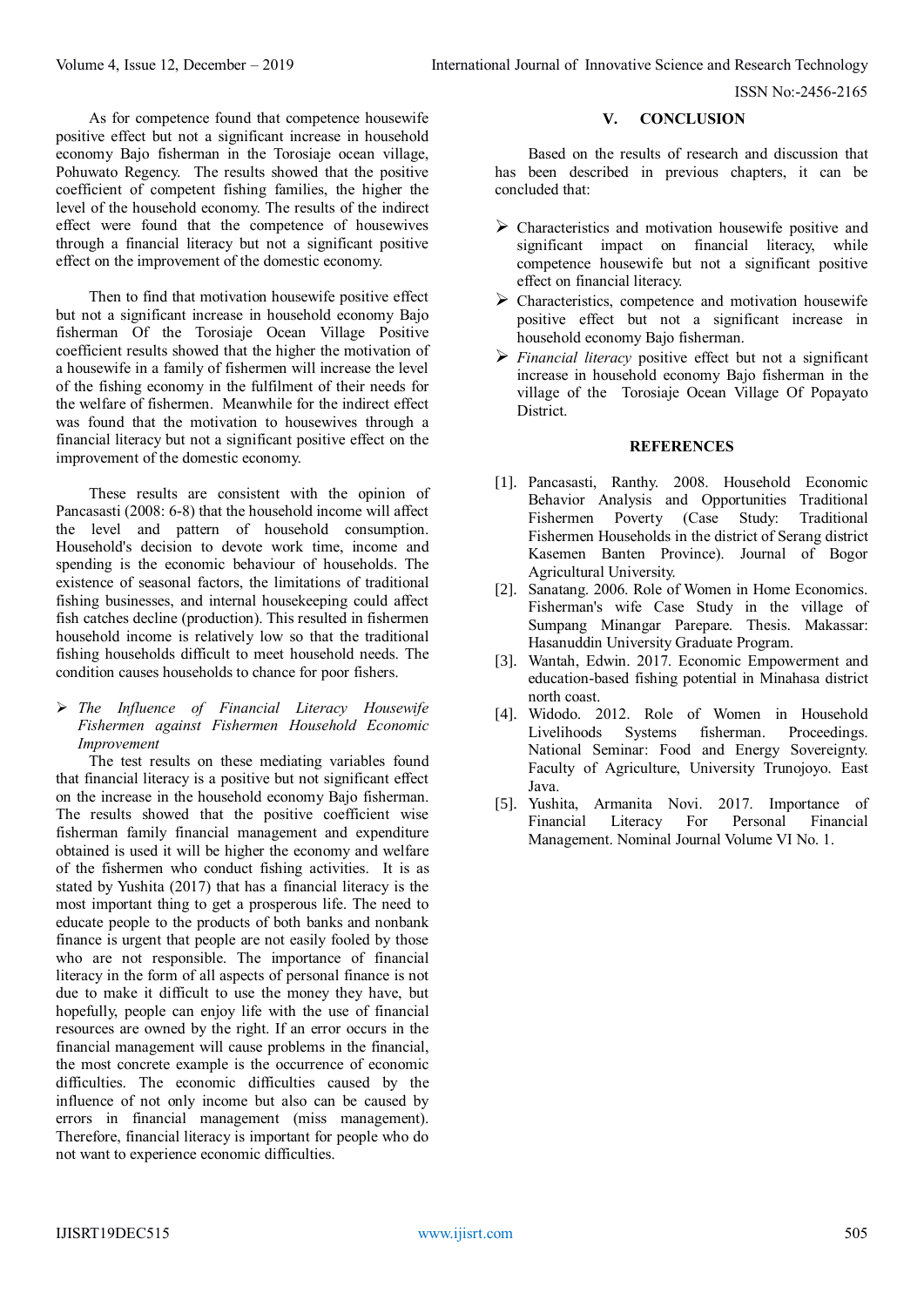As for competence found that competence housewife positive effect but not a significant increase in household economy Bajo fisherman in the Torosiaje ocean village, Pohuwato Regency. The results showed that the positive coefficient of competent fishing families, the higher the level of the household economy. The results of the indirect effect were found that the competence of housewives through a financial literacy but not a significant positive effect on the improvement of the domestic economy.

Then to find that motivation housewife positive effect but not a significant increase in household economy Bajo fisherman Of the Torosiaje Ocean Village Positive coefficient results showed that the higher the motivation of a housewife in a family of fishermen will increase the level of the fishing economy in the fulfilment of their needs for the welfare of fishermen. Meanwhile for the indirect effect was found that the motivation to housewives through a financial literacy but not a significant positive effect on the improvement of the domestic economy.

These results are consistent with the opinion of Pancasasti (2008: 6-8) that the household income will affect the level and pattern of household consumption. Household's decision to devote work time, income and spending is the economic behaviour of households. The existence of seasonal factors, the limitations of traditional fishing businesses, and internal housekeeping could affect fish catches decline (production). This resulted in fishermen household income is relatively low so that the traditional fishing households difficult to meet household needs. The condition causes households to chance for poor fishers.

- *The Influence of Financial Literacy Housewife Fishermen against Fishermen Household Economic Improvement*

The test results on these mediating variables found that financial literacy is a positive but not significant effect on the increase in the household economy Bajo fisherman. The results showed that the positive coefficient wise fisherman family financial management and expenditure obtained is used it will be higher the economy and welfare of the fishermen who conduct fishing activities. It is as stated by Yushita (2017) that has a financial literacy is the most important thing to get a prosperous life. The need to educate people to the products of both banks and nonbank finance is urgent that people are not easily fooled by those who are not responsible. The importance of financial literacy in the form of all aspects of personal finance is not due to make it difficult to use the money they have, but hopefully, people can enjoy life with the use of financial resources are owned by the right. If an error occurs in the financial management will cause problems in the financial, the most concrete example is the occurrence of economic difficulties. The economic difficulties caused by the influence of not only income but also can be caused by errors in financial management (miss management). Therefore, financial literacy is important for people who do not want to experience economic difficulties.

## V. CONCLUSION

Based on the results of research and discussion that has been described in previous chapters, it can be concluded that:

- Characteristics and motivation housewife positive and significant impact on financial literacy, while competence housewife but not a significant positive effect on financial literacy.
- Characteristics, competence and motivation housewife positive effect but not a significant increase in household economy Bajo fisherman.
- *Financial literacy* positive effect but not a significant increase in household economy Bajo fisherman in the village of the Torosiaje Ocean Village Of Popayato District.

## REFERENCES

[1]. Pancasasti, Ranthy. 2008. Household Economic Behavior Analysis and Opportunities Traditional Fishermen Poverty (Case Study: Traditional Fishermen Households in the district of Serang district Kasemen Banten Province). Journal of Bogor Agricultural University.

[2]. Sanatang. 2006. Role of Women in Home Economics. Fisherman's wife Case Study in the village of Sumpang Minangar Parepare. Thesis. Makassar: Hasanuddin University Graduate Program.

[3]. Wantah, Edwin. 2017. Economic Empowerment and education-based fishing potential in Minahasa district north coast.

[4]. Widodo. 2012. Role of Women in Household Livelihoods Systems fisherman. Proceedings. National Seminar: Food and Energy Sovereignty. Faculty of Agriculture, University Trunojoyo. East Java.

[5]. Yushita, Armanita Novi. 2017. Importance of Financial Literacy For Personal Financial Management. Nominal Journal Volume VI No. 1.